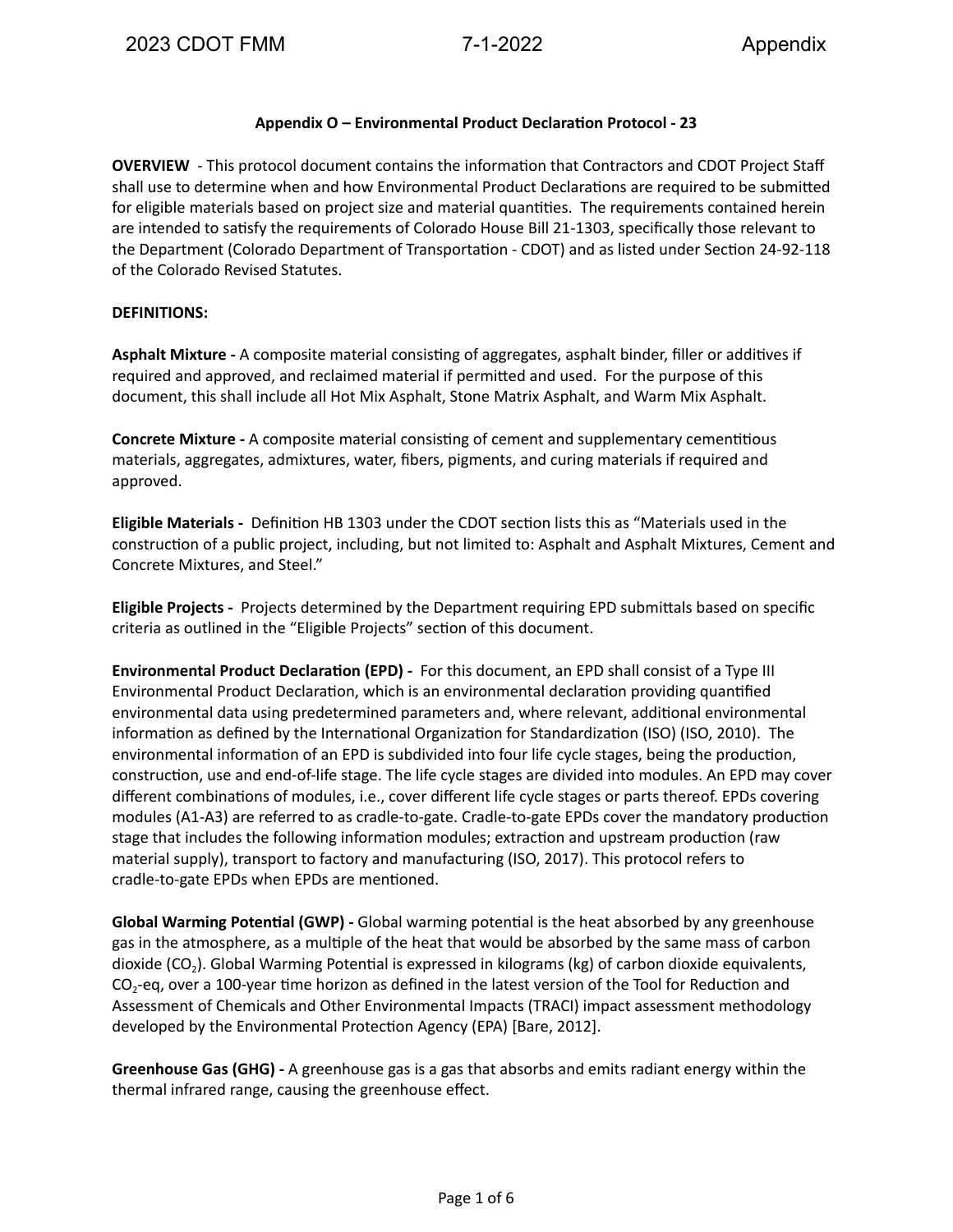## Appendix O – Environmental Product Declaration Protocol - 23

**OVERVIEW** - This protocol document contains the information that Contractors and CDOT Project Staff shall use to determine when and how Environmental Product Declarations are required to be submitted for eligible materials based on project size and material quantities. The requirements contained herein are intended to satisfy the requirements of Colorado House Bill 21-1303, specifically those relevant to the Department (Colorado Department of Transportation - CDOT) and as listed under Section 24-92-118 of the Colorado Revised Statutes.

**DEFINITIONS:**

**Asphalt Mixture -** A composite material consisting of aggregates, asphalt binder, filler or additives if required and approved, and reclaimed material if permitted and used. For the purpose of this document, this shall include all Hot Mix Asphalt, Stone Matrix Asphalt, and Warm Mix Asphalt.

**Concrete Mixture -** A composite material consisting of cement and supplementary cementitious materials, aggregates, admixtures, water, fibers, pigments, and curing materials if required and approved.

**Eligible Materials -** Definition HB 1303 under the CDOT section lists this as "Materials used in the construction of a public project, including, but not limited to: Asphalt and Asphalt Mixtures, Cement and Concrete Mixtures, and Steel."

**Eligible Projects -** Projects determined by the Department requiring EPD submittals based on specific criteria as outlined in the "Eligible Projects" section of this document.

**Environmental Product Declaration (EPD) -** For this document, an EPD shall consist of a Type III Environmental Product Declaration, which is an environmental declaration providing quantified environmental data using predetermined parameters and, where relevant, additional environmental information as defined by the International Organization for Standardization (ISO) (ISO, 2010). The environmental information of an EPD is subdivided into four life cycle stages, being the production, construction, use and end-of-life stage. The life cycle stages are divided into modules. An EPD may cover different combinations of modules, i.e., cover different life cycle stages or parts thereof. EPDs covering modules (A1-A3) are referred to as cradle-to-gate. Cradle-to-gate EPDs cover the mandatory production stage that includes the following information modules; extraction and upstream production (raw material supply), transport to factory and manufacturing (ISO, 2017). This protocol refers to cradle-to-gate EPDs when EPDs are mentioned.

**Global Warming Potential (GWP) -** Global warming potential is the heat absorbed by any greenhouse gas in the atmosphere, as a multiple of the heat that would be absorbed by the same mass of carbon dioxide ($CO_2$). Global Warming Potential is expressed in kilograms (kg) of carbon dioxide equivalents, $CO_2$-eq, over a 100-year time horizon as defined in the latest version of the Tool for Reduction and Assessment of Chemicals and Other Environmental Impacts (TRACI) impact assessment methodology developed by the Environmental Protection Agency (EPA) [Bare, 2012].

**Greenhouse Gas (GHG) -** A greenhouse gas is a gas that absorbs and emits radiant energy within the thermal infrared range, causing the greenhouse effect.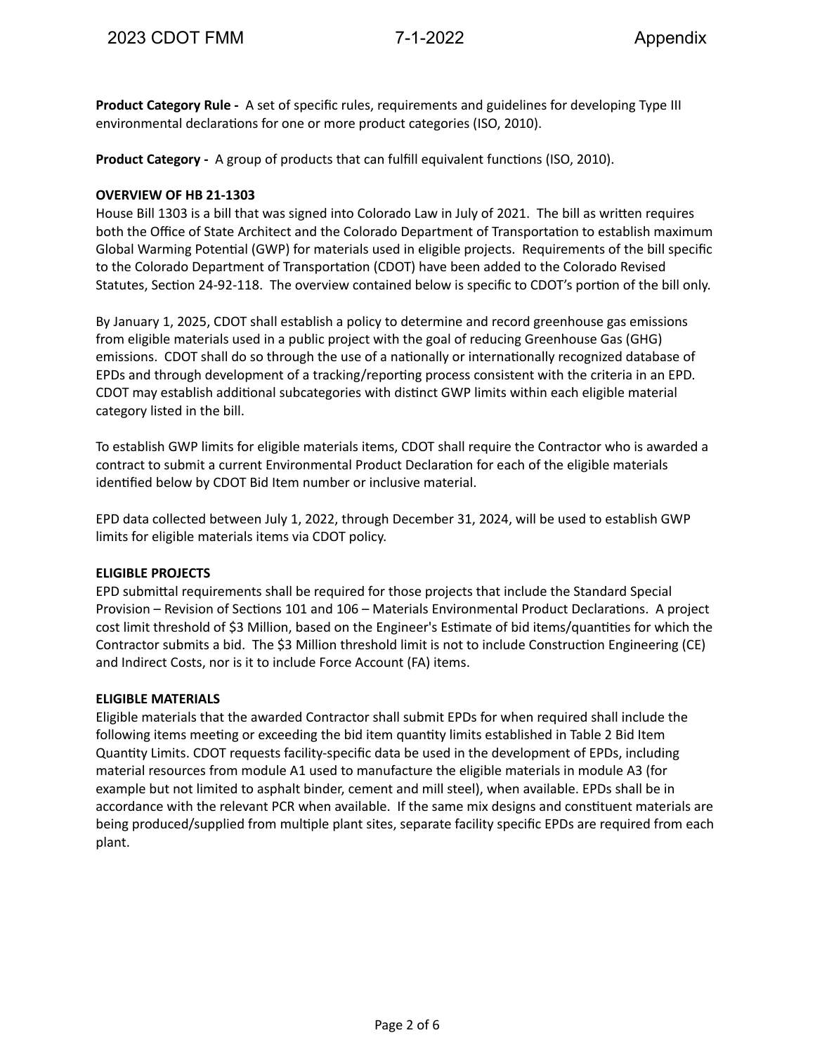**Product Category Rule -** A set of specific rules, requirements and guidelines for developing Type III environmental declarations for one or more product categories (ISO, 2010).

**Product Category -** A group of products that can fulfill equivalent functions (ISO, 2010).

**OVERVIEW OF HB 21-1303**

House Bill 1303 is a bill that was signed into Colorado Law in July of 2021. The bill as written requires both the Office of State Architect and the Colorado Department of Transportation to establish maximum Global Warming Potential (GWP) for materials used in eligible projects. Requirements of the bill specific to the Colorado Department of Transportation (CDOT) have been added to the Colorado Revised Statutes, Section 24-92-118. The overview contained below is specific to CDOT's portion of the bill only.

By January 1, 2025, CDOT shall establish a policy to determine and record greenhouse gas emissions from eligible materials used in a public project with the goal of reducing Greenhouse Gas (GHG) emissions. CDOT shall do so through the use of a nationally or internationally recognized database of EPDs and through development of a tracking/reporting process consistent with the criteria in an EPD. CDOT may establish additional subcategories with distinct GWP limits within each eligible material category listed in the bill.

To establish GWP limits for eligible materials items, CDOT shall require the Contractor who is awarded a contract to submit a current Environmental Product Declaration for each of the eligible materials identified below by CDOT Bid Item number or inclusive material.

EPD data collected between July 1, 2022, through December 31, 2024, will be used to establish GWP limits for eligible materials items via CDOT policy.

**ELIGIBLE PROJECTS**

EPD submittal requirements shall be required for those projects that include the Standard Special Provision – Revision of Sections 101 and 106 – Materials Environmental Product Declarations. A project cost limit threshold of $3 Million, based on the Engineer's Estimate of bid items/quantities for which the Contractor submits a bid. The $3 Million threshold limit is not to include Construction Engineering (CE) and Indirect Costs, nor is it to include Force Account (FA) items.

**ELIGIBLE MATERIALS**

Eligible materials that the awarded Contractor shall submit EPDs for when required shall include the following items meeting or exceeding the bid item quantity limits established in Table 2 Bid Item Quantity Limits. CDOT requests facility-specific data be used in the development of EPDs, including material resources from module A1 used to manufacture the eligible materials in module A3 (for example but not limited to asphalt binder, cement and mill steel), when available. EPDs shall be in accordance with the relevant PCR when available. If the same mix designs and constituent materials are being produced/supplied from multiple plant sites, separate facility specific EPDs are required from each plant.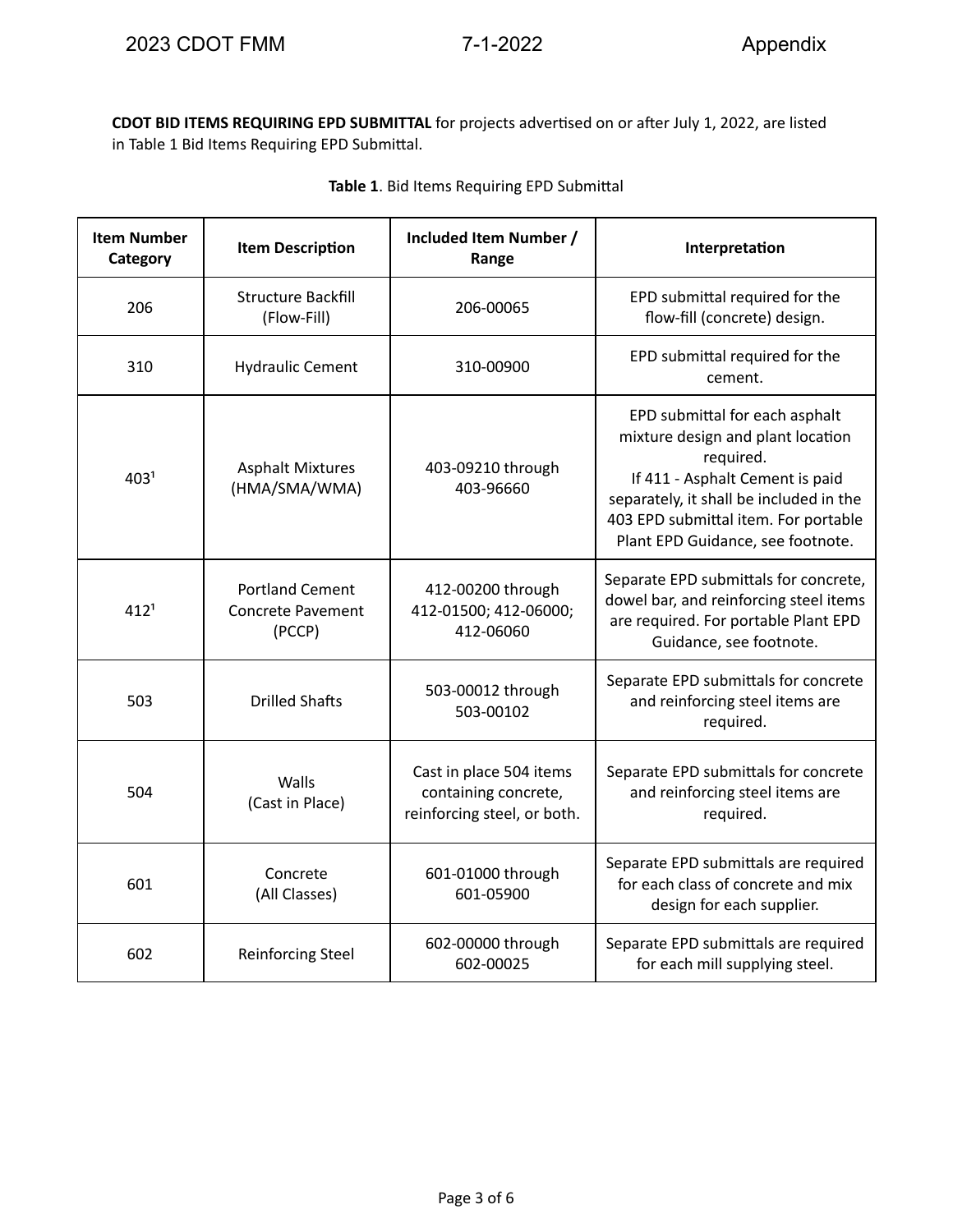**CDOT BID ITEMS REQUIRING EPD SUBMITTAL** for projects advertised on or after July 1, 2022, are listed in Table 1 Bid Items Requiring EPD Submittal.

**Table 1**. Bid Items Requiring EPD Submittal

| Item Number Category | Item Description | Included Item Number / Range | Interpretation |
|---|---|---|---|
| 206 | Structure Backfill (Flow-Fill) | 206-00065 | EPD submittal required for the flow-fill (concrete) design. |
| 310 | Hydraulic Cement | 310-00900 | EPD submittal required for the cement. |
| 403[1] | Asphalt Mixtures (HMA/SMA/WMA) | 403-09210 through 403-96660 | EPD submittal for each asphalt mixture design and plant location required. If 411 - Asphalt Cement is paid separately, it shall be included in the 403 EPD submittal item. For portable Plant EPD Guidance, see footnote. |
| 412[1] | Portland Cement Concrete Pavement (PCCP) | 412-00200 through 412-01500; 412-06000; 412-06060 | Separate EPD submittals for concrete, dowel bar, and reinforcing steel items are required. For portable Plant EPD Guidance, see footnote. |
| 503 | Drilled Shafts | 503-00012 through 503-00102 | Separate EPD submittals for concrete and reinforcing steel items are required. |
| 504 | Walls (Cast in Place) | Cast in place 504 items containing concrete, reinforcing steel, or both. | Separate EPD submittals for concrete and reinforcing steel items are required. |
| 601 | Concrete (All Classes) | 601-01000 through 601-05900 | Separate EPD submittals are required for each class of concrete and mix design for each supplier. |
| 602 | Reinforcing Steel | 602-00000 through 602-00025 | Separate EPD submittals are required for each mill supplying steel. |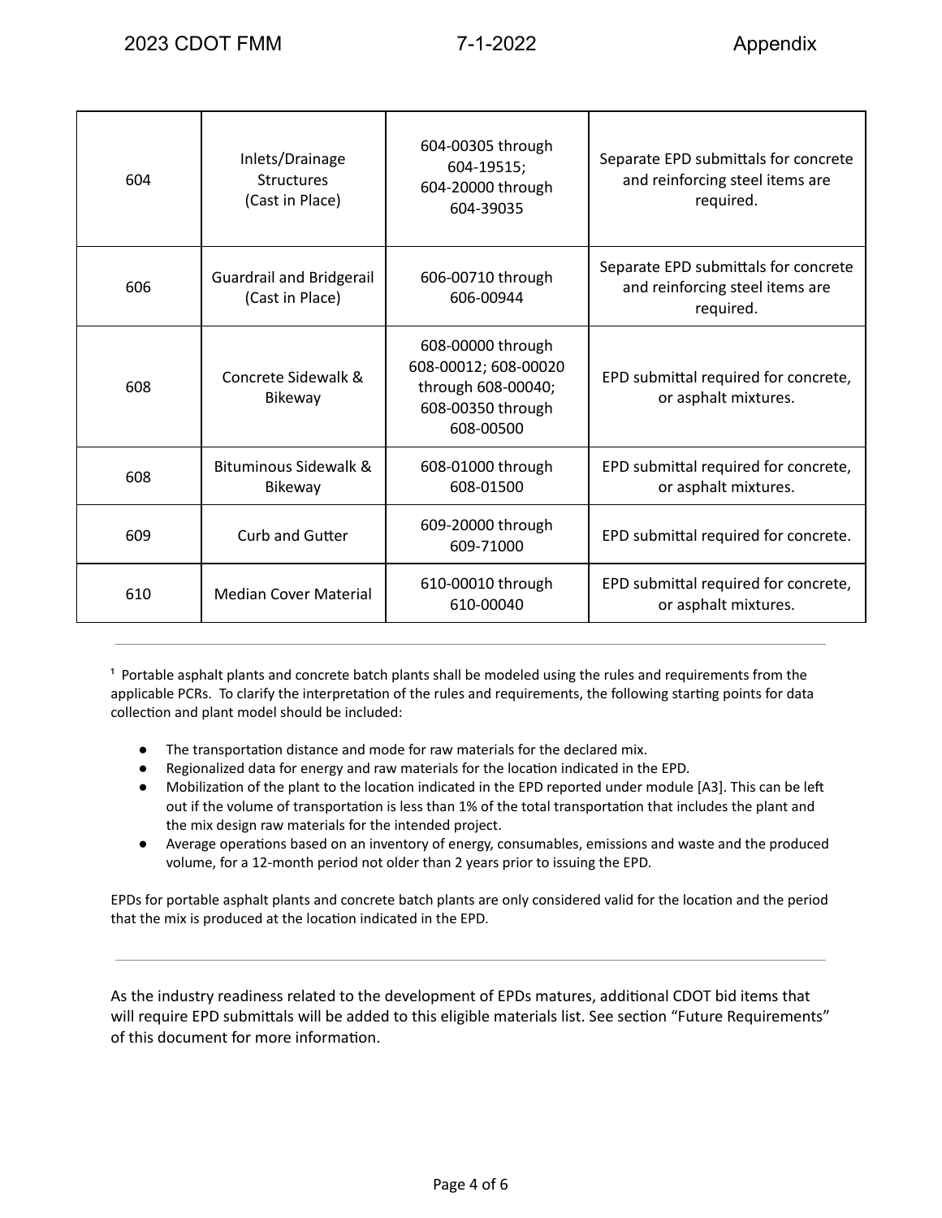| | | | |
|---|---|---|---|
| 604 | Inlets/Drainage Structures (Cast in Place) | 604-00305 through 604-19515; 604-20000 through 604-39035 | Separate EPD submittals for concrete and reinforcing steel items are required. |
| 606 | Guardrail and Bridgerail (Cast in Place) | 606-00710 through 606-00944 | Separate EPD submittals for concrete and reinforcing steel items are required. |
| 608 | Concrete Sidewalk & Bikeway | 608-00000 through 608-00012; 608-00020 through 608-00040; 608-00350 through 608-00500 | EPD submittal required for concrete, or asphalt mixtures. |
| 608 | Bituminous Sidewalk & Bikeway | 608-01000 through 608-01500 | EPD submittal required for concrete, or asphalt mixtures. |
| 609 | Curb and Gutter | 609-20000 through 609-71000 | EPD submittal required for concrete. |
| 610 | Median Cover Material | 610-00010 through 610-00040 | EPD submittal required for concrete, or asphalt mixtures. |

---

[1] Portable asphalt plants and concrete batch plants shall be modeled using the rules and requirements from the applicable PCRs. To clarify the interpretation of the rules and requirements, the following starting points for data collection and plant model should be included:

- The transportation distance and mode for raw materials for the declared mix.
- Regionalized data for energy and raw materials for the location indicated in the EPD.
- Mobilization of the plant to the location indicated in the EPD reported under module [A3]. This can be left out if the volume of transportation is less than 1% of the total transportation that includes the plant and the mix design raw materials for the intended project.
- Average operations based on an inventory of energy, consumables, emissions and waste and the produced volume, for a 12-month period not older than 2 years prior to issuing the EPD.

EPDs for portable asphalt plants and concrete batch plants are only considered valid for the location and the period that the mix is produced at the location indicated in the EPD.

---

As the industry readiness related to the development of EPDs matures, additional CDOT bid items that will require EPD submittals will be added to this eligible materials list. See section "Future Requirements" of this document for more information.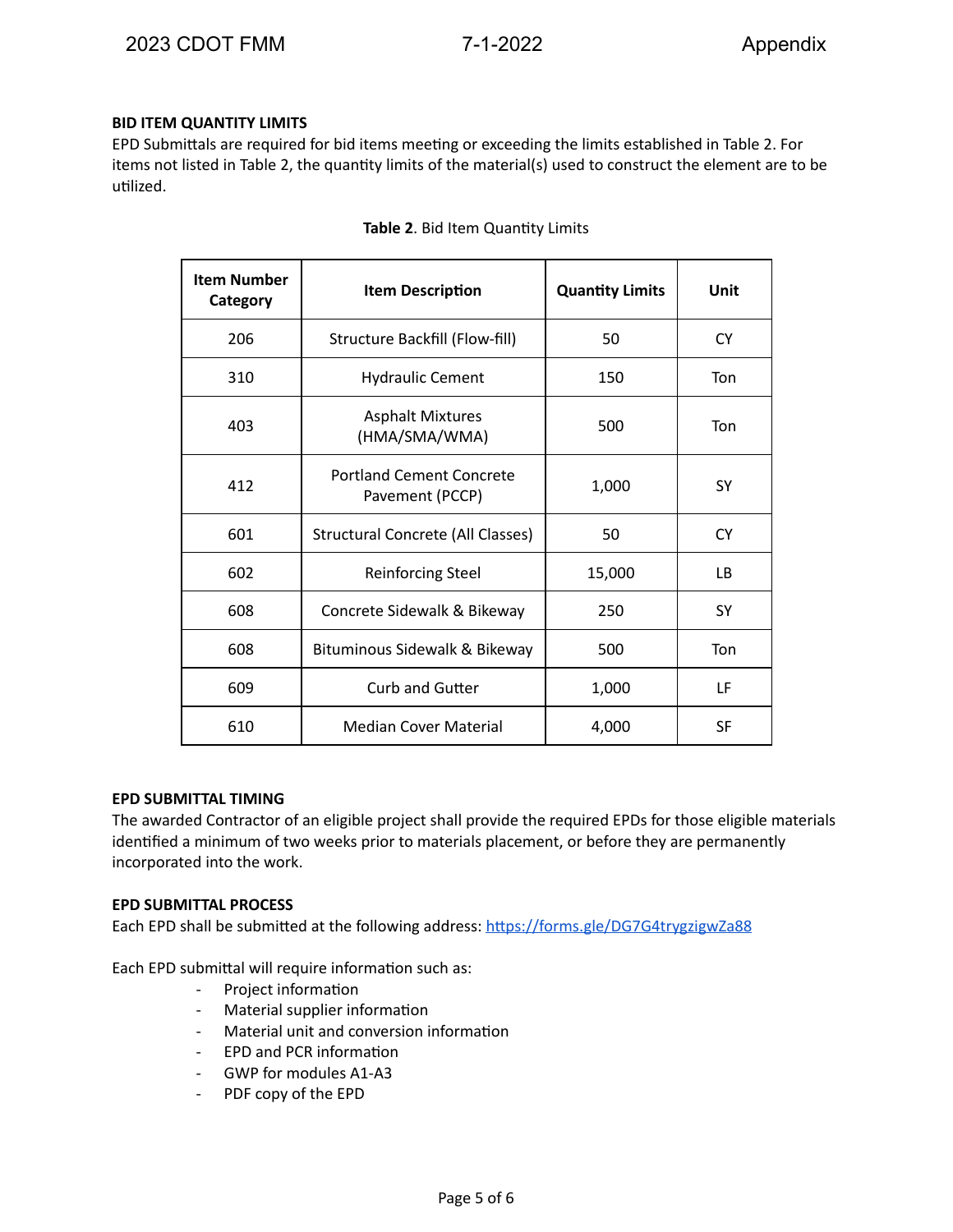**BID ITEM QUANTITY LIMITS**

EPD Submittals are required for bid items meeting or exceeding the limits established in Table 2. For items not listed in Table 2, the quantity limits of the material(s) used to construct the element are to be utilized.

**Table 2**. Bid Item Quantity Limits

| Item Number Category | Item Description | Quantity Limits | Unit |
|---|---|---|---|
| 206 | Structure Backfill (Flow-fill) | 50 | CY |
| 310 | Hydraulic Cement | 150 | Ton |
| 403 | Asphalt Mixtures (HMA/SMA/WMA) | 500 | Ton |
| 412 | Portland Cement Concrete Pavement (PCCP) | 1,000 | SY |
| 601 | Structural Concrete (All Classes) | 50 | CY |
| 602 | Reinforcing Steel | 15,000 | LB |
| 608 | Concrete Sidewalk & Bikeway | 250 | SY |
| 608 | Bituminous Sidewalk & Bikeway | 500 | Ton |
| 609 | Curb and Gutter | 1,000 | LF |
| 610 | Median Cover Material | 4,000 | SF |

**EPD SUBMITTAL TIMING**

The awarded Contractor of an eligible project shall provide the required EPDs for those eligible materials identified a minimum of two weeks prior to materials placement, or before they are permanently incorporated into the work.

**EPD SUBMITTAL PROCESS**

Each EPD shall be submitted at the following address: https://forms.gle/DG7G4trygzigwZa88

Each EPD submittal will require information such as:

- Project information
- Material supplier information
- Material unit and conversion information
- EPD and PCR information
- GWP for modules A1-A3
- PDF copy of the EPD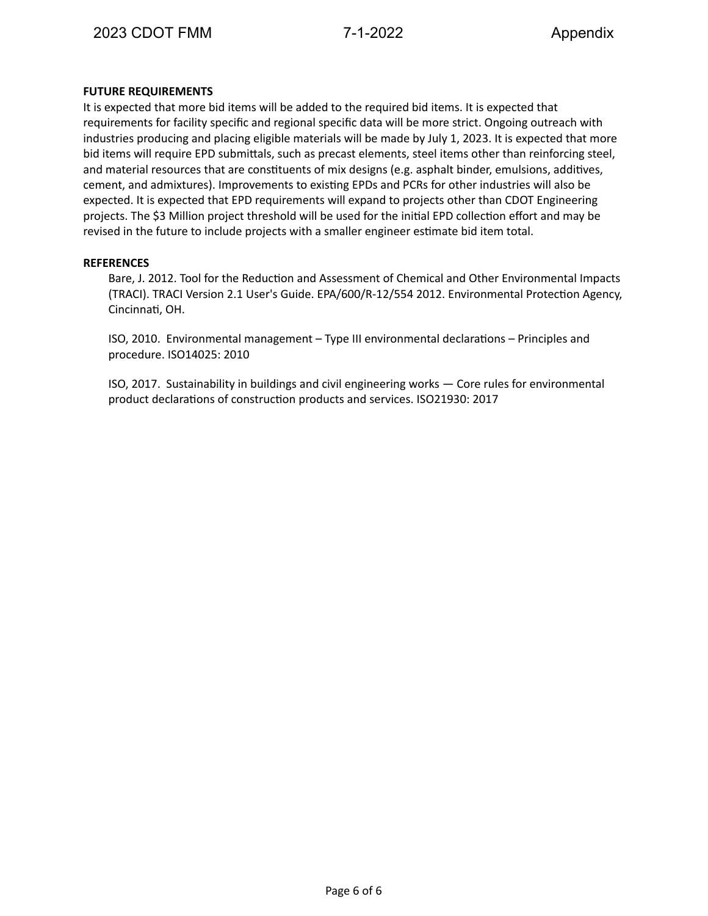**FUTURE REQUIREMENTS**

It is expected that more bid items will be added to the required bid items. It is expected that requirements for facility specific and regional specific data will be more strict. Ongoing outreach with industries producing and placing eligible materials will be made by July 1, 2023. It is expected that more bid items will require EPD submittals, such as precast elements, steel items other than reinforcing steel, and material resources that are constituents of mix designs (e.g. asphalt binder, emulsions, additives, cement, and admixtures). Improvements to existing EPDs and PCRs for other industries will also be expected. It is expected that EPD requirements will expand to projects other than CDOT Engineering projects. The $3 Million project threshold will be used for the initial EPD collection effort and may be revised in the future to include projects with a smaller engineer estimate bid item total.

**REFERENCES**

Bare, J. 2012. Tool for the Reduction and Assessment of Chemical and Other Environmental Impacts (TRACI). TRACI Version 2.1 User's Guide. EPA/600/R-12/554 2012. Environmental Protection Agency, Cincinnati, OH.

ISO, 2010. Environmental management – Type III environmental declarations – Principles and procedure. ISO14025: 2010

ISO, 2017. Sustainability in buildings and civil engineering works — Core rules for environmental product declarations of construction products and services. ISO21930: 2017